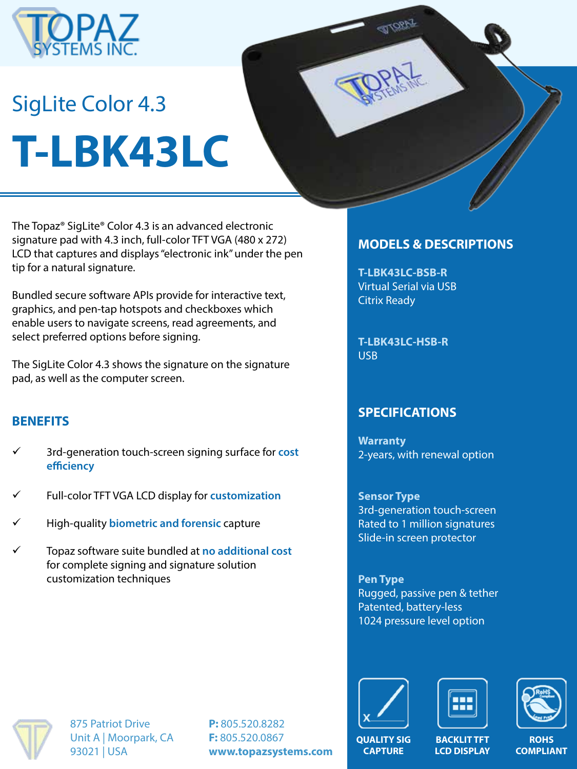# SigLite Color 4.3

# T-LBK43LC

The Topaz® SigLite® Color 4.3 is an advanced electronic signature pad with 4.3 inch, full-color TFT VGA (480 x 272) LCD that captures and displays "electronic ink" under the pen tip for a natural signature.

Bundled secure software APIs provide for interactive text, graphics, and pen-tap hotspots and checkboxes which enable users to navigate screens, read agreements, and select preferred options before signing.

The SigLite Color 4.3 shows the signature on the signature pad, as well as the computer screen.

## BENEFITS

- ✓ 3rd-generation touch-screen signing surface for **cost efficiency**
- ✓ Full-color TFT VGA LCD display for **customization**
- ✓ High-quality **biometric and forensic** capture
- ✓ Topaz software suite bundled at **no additional cost** for complete signing and signature solution customization techniques

## MODELS & DESCRIPTIONS

**T-LBK43LC-BSB-R**
Virtual Serial via USB
Citrix Ready

**T-LBK43LC-HSB-R**
USB

## SPECIFICATIONS

**Warranty**
2-years, with renewal option

**Sensor Type**
3rd-generation touch-screen
Rated to 1 million signatures
Slide-in screen protector

**Pen Type**
Rugged, passive pen & tether
Patented, battery-less
1024 pressure level option

QUALITY SIG CAPTURE | BACKLIT TFT LCD DISPLAY | ROHS COMPLIANT

875 Patriot Drive
Unit A | Moorpark, CA
93021 | USA

**P:** 805.520.8282
**F:** 805.520.0867
**www.topazsystems.com**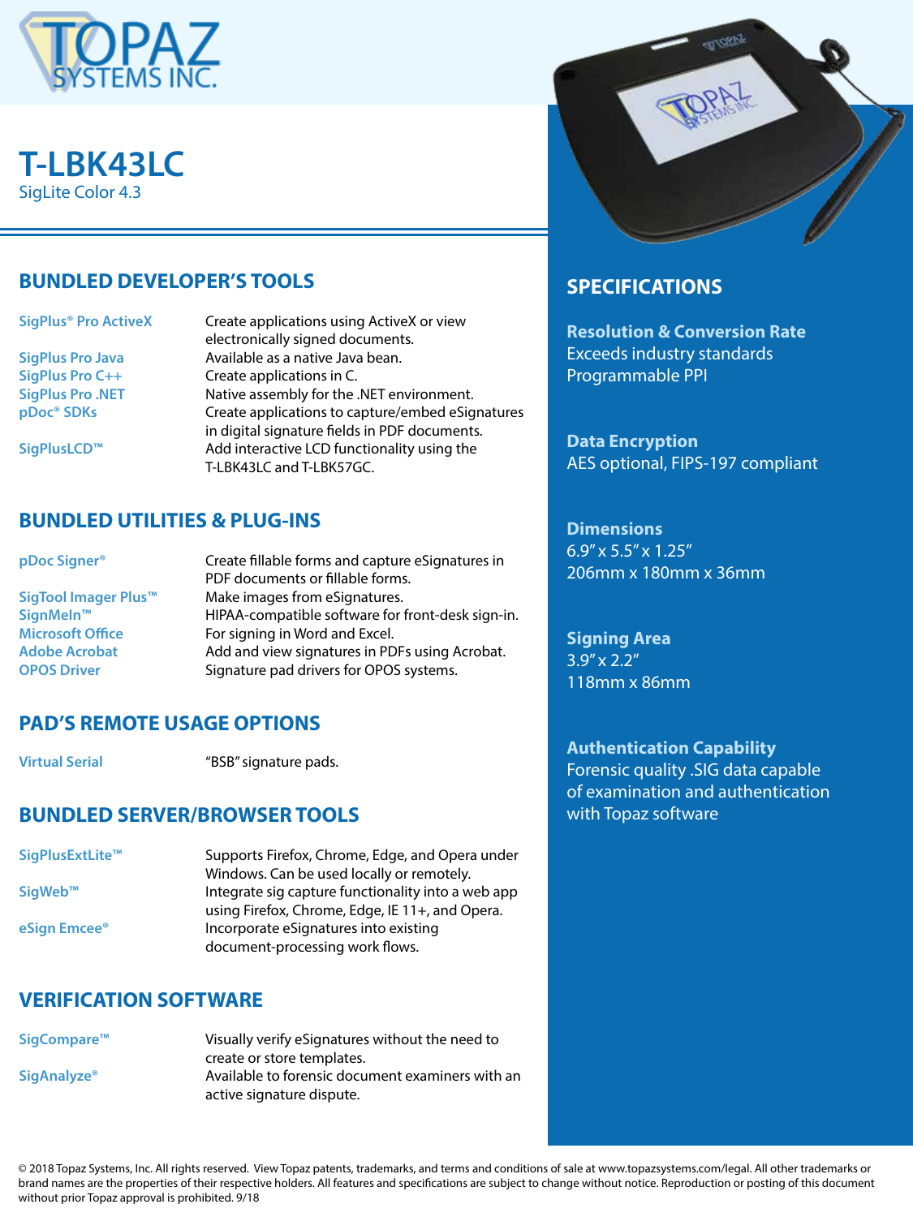# T-LBK43LC

SigLite Color 4.3

## BUNDLED DEVELOPER'S TOOLS

| | |
|---|---|
| SigPlus® Pro ActiveX | Create applications using ActiveX or view electronically signed documents. |
| SigPlus Pro Java | Available as a native Java bean. |
| SigPlus Pro C++ | Create applications in C. |
| SigPlus Pro .NET | Native assembly for the .NET environment. |
| pDoc® SDKs | Create applications to capture/embed eSignatures in digital signature fields in PDF documents. |
| SigPlusLCD™ | Add interactive LCD functionality using the T-LBK43LC and T-LBK57GC. |

## BUNDLED UTILITIES & PLUG-INS

| | |
|---|---|
| pDoc Signer® | Create fillable forms and capture eSignatures in PDF documents or fillable forms. |
| SigTool Imager Plus™ | Make images from eSignatures. |
| SignMeIn™ | HIPAA-compatible software for front-desk sign-in. |
| Microsoft Office | For signing in Word and Excel. |
| Adobe Acrobat | Add and view signatures in PDFs using Acrobat. |
| OPOS Driver | Signature pad drivers for OPOS systems. |

## PAD'S REMOTE USAGE OPTIONS

| | |
|---|---|
| Virtual Serial | "BSB" signature pads. |

## BUNDLED SERVER/BROWSER TOOLS

| | |
|---|---|
| SigPlusExtLite™ | Supports Firefox, Chrome, Edge, and Opera under Windows. Can be used locally or remotely. |
| SigWeb™ | Integrate sig capture functionality into a web app using Firefox, Chrome, Edge, IE 11+, and Opera. |
| eSign Emcee® | Incorporate eSignatures into existing document-processing work flows. |

## VERIFICATION SOFTWARE

| | |
|---|---|
| SigCompare™ | Visually verify eSignatures without the need to create or store templates. |
| SigAnalyze® | Available to forensic document examiners with an active signature dispute. |

## SPECIFICATIONS

**Resolution & Conversion Rate**
Exceeds industry standards
Programmable PPI

**Data Encryption**
AES optional, FIPS-197 compliant

**Dimensions**
6.9" x 5.5" x 1.25"
206mm x 180mm x 36mm

**Signing Area**
3.9" x 2.2"
118mm x 86mm

**Authentication Capability**
Forensic quality .SIG data capable of examination and authentication with Topaz software

© 2018 Topaz Systems, Inc. All rights reserved. View Topaz patents, trademarks, and terms and conditions of sale at www.topazsystems.com/legal. All other trademarks or brand names are the properties of their respective holders. All features and specifications are subject to change without notice. Reproduction or posting of this document without prior Topaz approval is prohibited. 9/18